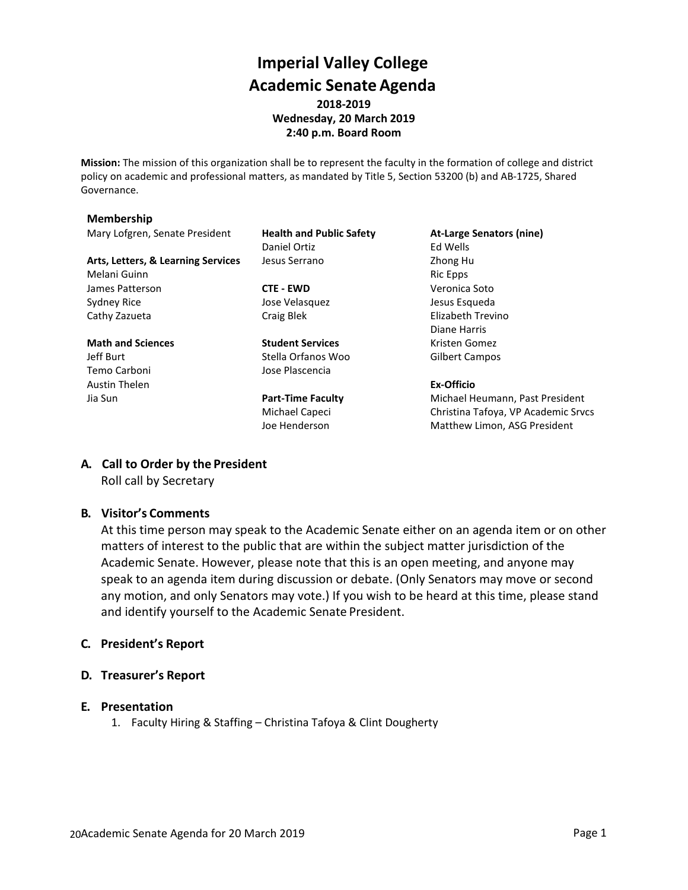# Imperial Valley College
# Academic Senate Agenda

**2018-2019**
**Wednesday, 20 March 2019**
**2:40 p.m. Board Room**

**Mission:** The mission of this organization shall be to represent the faculty in the formation of college and district policy on academic and professional matters, as mandated by Title 5, Section 53200 (b) and AB-1725, Shared Governance.

**Membership**

Mary Lofgren, Senate President

**Arts, Letters, & Learning Services**
Melani Guinn
James Patterson
Sydney Rice
Cathy Zazueta

**Math and Sciences**
Jeff Burt
Temo Carboni
Austin Thelen
Jia Sun

**Health and Public Safety**
Daniel Ortiz
Jesus Serrano

**CTE - EWD**
Jose Velasquez
Craig Blek

**Student Services**
Stella Orfanos Woo
Jose Plascencia

**Part-Time Faculty**
Michael Capeci
Joe Henderson

**At-Large Senators (nine)**
Ed Wells
Zhong Hu
Ric Epps
Veronica Soto
Jesus Esqueda
Elizabeth Trevino
Diane Harris
Kristen Gomez
Gilbert Campos

**Ex-Officio**
Michael Heumann, Past President
Christina Tafoya, VP Academic Srvcs
Matthew Limon, ASG President

## A. Call to Order by the President

Roll call by Secretary

## B. Visitor's Comments

At this time person may speak to the Academic Senate either on an agenda item or on other matters of interest to the public that are within the subject matter jurisdiction of the Academic Senate. However, please note that this is an open meeting, and anyone may speak to an agenda item during discussion or debate. (Only Senators may move or second any motion, and only Senators may vote.) If you wish to be heard at this time, please stand and identify yourself to the Academic Senate President.

## C. President's Report

## D. Treasurer's Report

## E. Presentation

1. Faculty Hiring & Staffing – Christina Tafoya & Clint Dougherty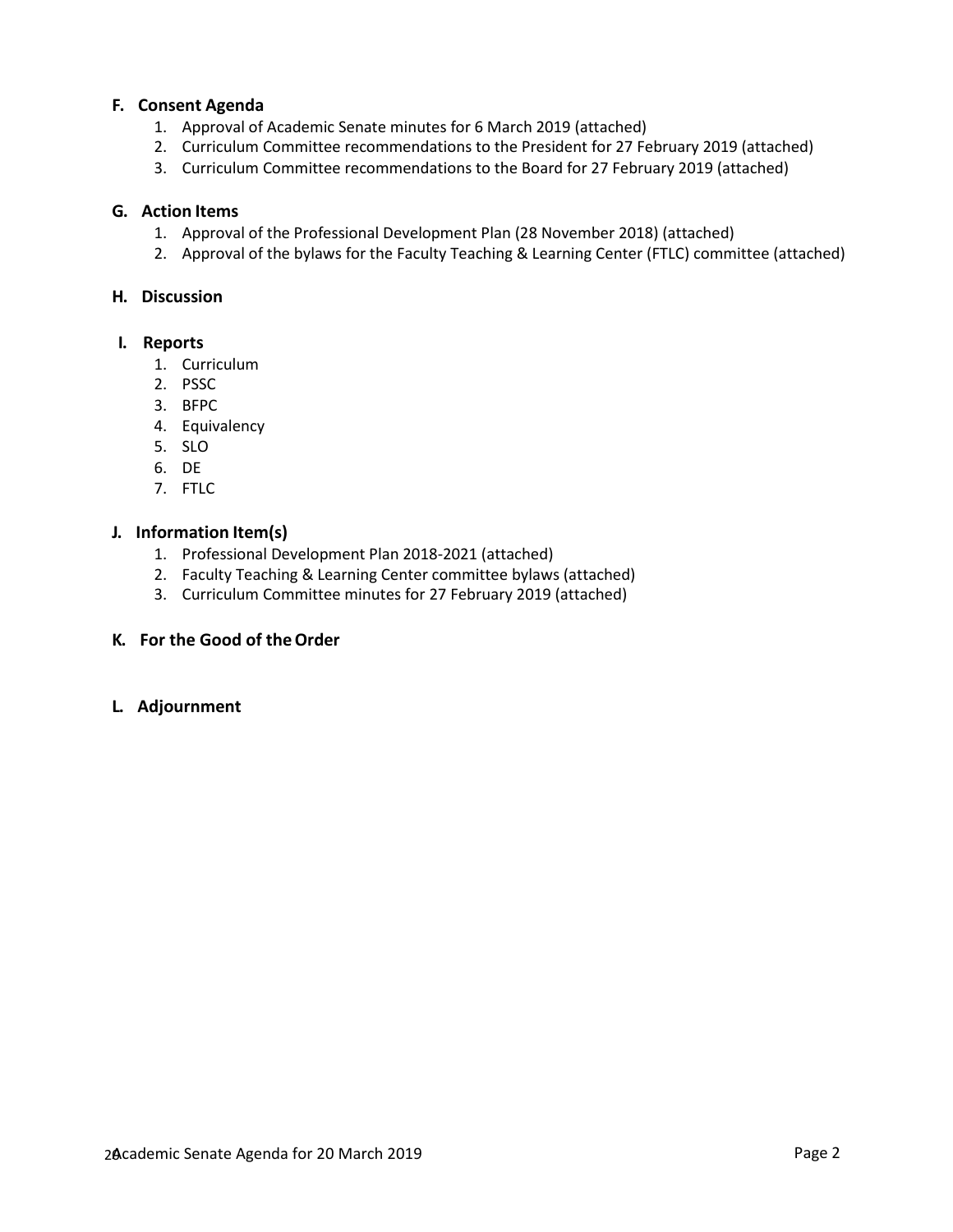## F. Consent Agenda

1. Approval of Academic Senate minutes for 6 March 2019 (attached)
2. Curriculum Committee recommendations to the President for 27 February 2019 (attached)
3. Curriculum Committee recommendations to the Board for 27 February 2019 (attached)

## G. Action Items

1. Approval of the Professional Development Plan (28 November 2018) (attached)
2. Approval of the bylaws for the Faculty Teaching & Learning Center (FTLC) committee (attached)

## H. Discussion

## I. Reports

1. Curriculum
2. PSSC
3. BFPC
4. Equivalency
5. SLO
6. DE
7. FTLC

## J. Information Item(s)

1. Professional Development Plan 2018-2021 (attached)
2. Faculty Teaching & Learning Center committee bylaws (attached)
3. Curriculum Committee minutes for 27 February 2019 (attached)

## K. For the Good of the Order

## L. Adjournment